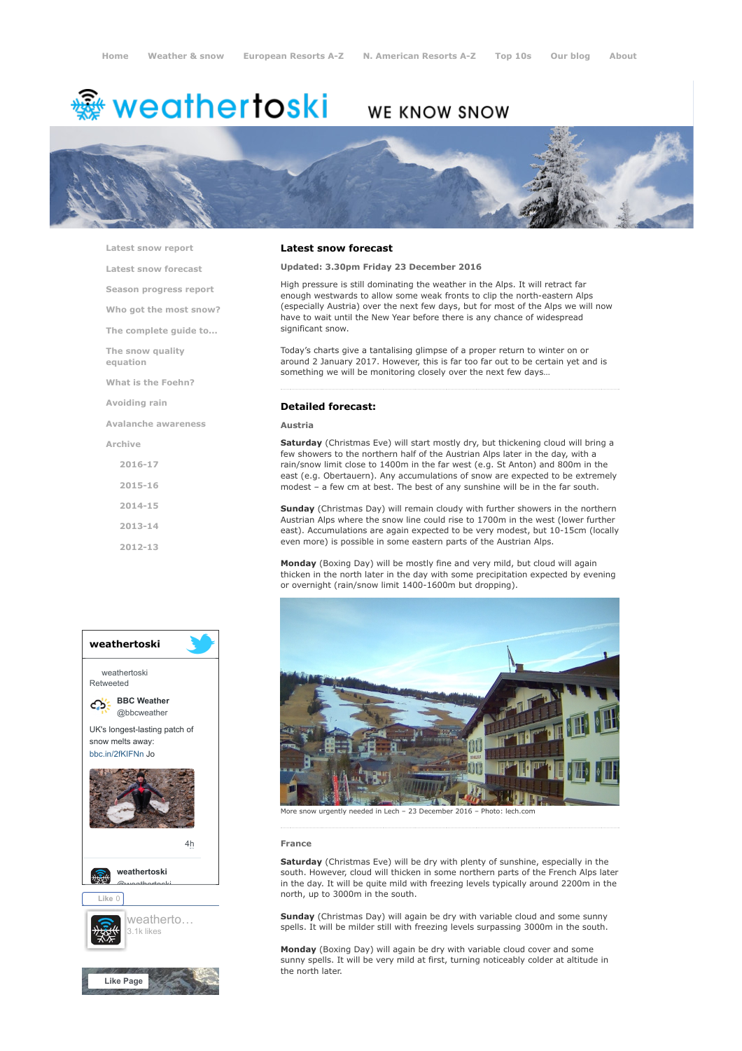Home | Weather & snow | European Resorts A-Z | N. American Resorts A-Z | Top 10s | Our blog | About

# weathertoski

WE KNOW SNOW

- Latest snow report
- Latest snow forecast
- Season progress report
- Who got the most snow?
- The complete guide to...
- The snow quality equation
- What is the Foehn?
- Avoiding rain
- Avalanche awareness
- Archive
  - 2016-17
  - 2015-16
  - 2014-15
  - 2013-14
  - 2012-13

## Latest snow forecast

**Updated: 3.30pm Friday 23 December 2016**

High pressure is still dominating the weather in the Alps. It will retract far enough westwards to allow some weak fronts to clip the north-eastern Alps (especially Austria) over the next few days, but for most of the Alps we will now have to wait until the New Year before there is any chance of widespread significant snow.

Today's charts give a tantalising glimpse of a proper return to winter on or around 2 January 2017. However, this is far too far out to be certain yet and is something we will be monitoring closely over the next few days…

## Detailed forecast:

### Austria

**Saturday** (Christmas Eve) will start mostly dry, but thickening cloud will bring a few showers to the northern half of the Austrian Alps later in the day, with a rain/snow limit close to 1400m in the far west (e.g. St Anton) and 800m in the east (e.g. Obertauern). Any accumulations of snow are expected to be extremely modest – a few cm at best. The best of any sunshine will be in the far south.

**Sunday** (Christmas Day) will remain cloudy with further showers in the northern Austrian Alps where the snow line could rise to 1700m in the west (lower further east). Accumulations are again expected to be very modest, but 10-15cm (locally even more) is possible in some eastern parts of the Austrian Alps.

**Monday** (Boxing Day) will be mostly fine and very mild, but cloud will again thicken in the north later in the day with some precipitation expected by evening or overnight (rain/snow limit 1400-1600m but dropping).

More snow urgently needed in Lech – 23 December 2016 – Photo: lech.com

### France

**Saturday** (Christmas Eve) will be dry with plenty of sunshine, especially in the south. However, cloud will thicken in some northern parts of the French Alps later in the day. It will be quite mild with freezing levels typically around 2200m in the north, up to 3000m in the south.

**Sunday** (Christmas Day) will again be dry with variable cloud and some sunny spells. It will be milder still with freezing levels surpassing 3000m in the south.

**Monday** (Boxing Day) will again be dry with variable cloud cover and some sunny spells. It will be very mild at first, turning noticeably colder at altitude in the north later.

**weathertoski**

weathertoski Retweeted

BBC Weather @bbcweather

UK's longest-lasting patch of snow melts away: bbc.in/2fKIFNn Jo

4h

weathertoski @weathertoski

Like 0

weatherto… 3.1k likes

Like Page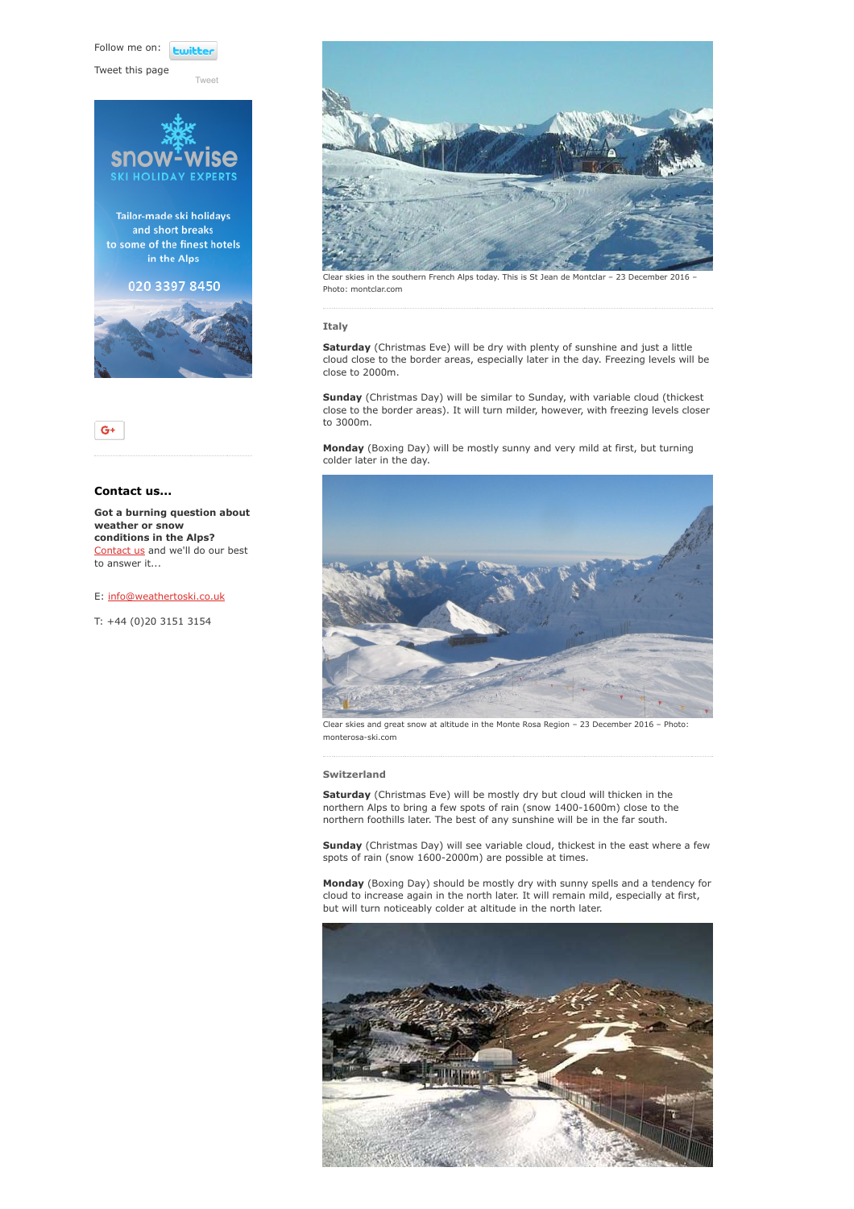Follow me on: twitter

Tweet this page

Tweet

snow-wise
SKI HOLIDAY EXPERTS

Tailor-made ski holidays and short breaks to some of the finest hotels in the Alps

020 3397 8450

G+

### Contact us...

**Got a burning question about weather or snow conditions in the Alps?** Contact us and we'll do our best to answer it...

E: info@weathertoski.co.uk

T: +44 (0)20 3151 3154

Clear skies in the southern French Alps today. This is St Jean de Montclar – 23 December 2016 – Photo: montclar.com

### Italy

**Saturday** (Christmas Eve) will be dry with plenty of sunshine and just a little cloud close to the border areas, especially later in the day. Freezing levels will be close to 2000m.

**Sunday** (Christmas Day) will be similar to Sunday, with variable cloud (thickest close to the border areas). It will turn milder, however, with freezing levels closer to 3000m.

**Monday** (Boxing Day) will be mostly sunny and very mild at first, but turning colder later in the day.

Clear skies and great snow at altitude in the Monte Rosa Region – 23 December 2016 – Photo: monterosa-ski.com

### Switzerland

**Saturday** (Christmas Eve) will be mostly dry but cloud will thicken in the northern Alps to bring a few spots of rain (snow 1400-1600m) close to the northern foothills later. The best of any sunshine will be in the far south.

**Sunday** (Christmas Day) will see variable cloud, thickest in the east where a few spots of rain (snow 1600-2000m) are possible at times.

**Monday** (Boxing Day) should be mostly dry with sunny spells and a tendency for cloud to increase again in the north later. It will remain mild, especially at first, but will turn noticeably colder at altitude in the north later.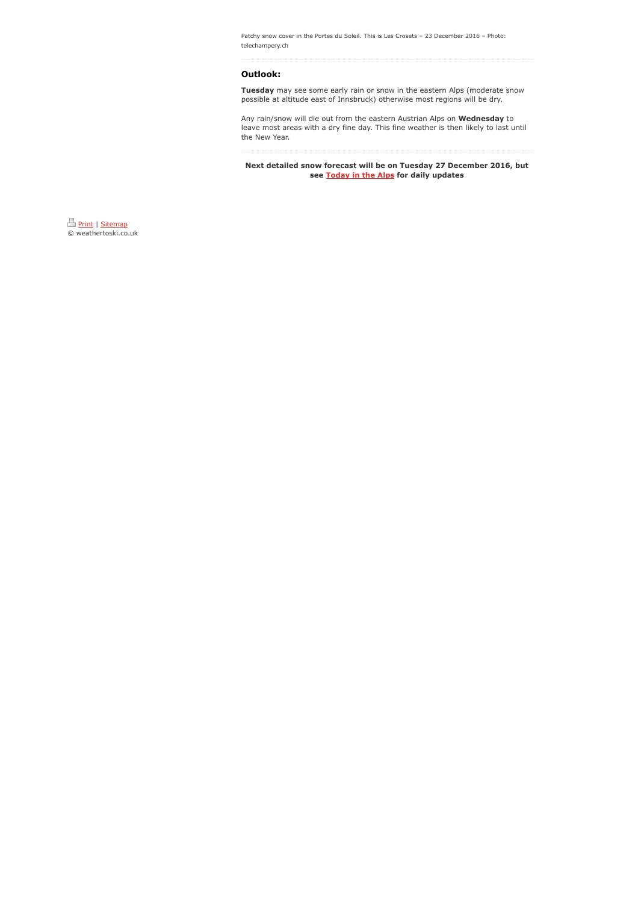Patchy snow cover in the Portes du Soleil. This is Les Crosets – 23 December 2016 – Photo: telechampery.ch

---

### Outlook:

**Tuesday** may see some early rain or snow in the eastern Alps (moderate snow possible at altitude east of Innsbruck) otherwise most regions will be dry.

Any rain/snow will die out from the eastern Austrian Alps on **Wednesday** to leave most areas with a dry fine day. This fine weather is then likely to last until the New Year.

---

**Next detailed snow forecast will be on Tuesday 27 December 2016, but see Today in the Alps for daily updates**

Print | Sitemap
© weathertoski.co.uk